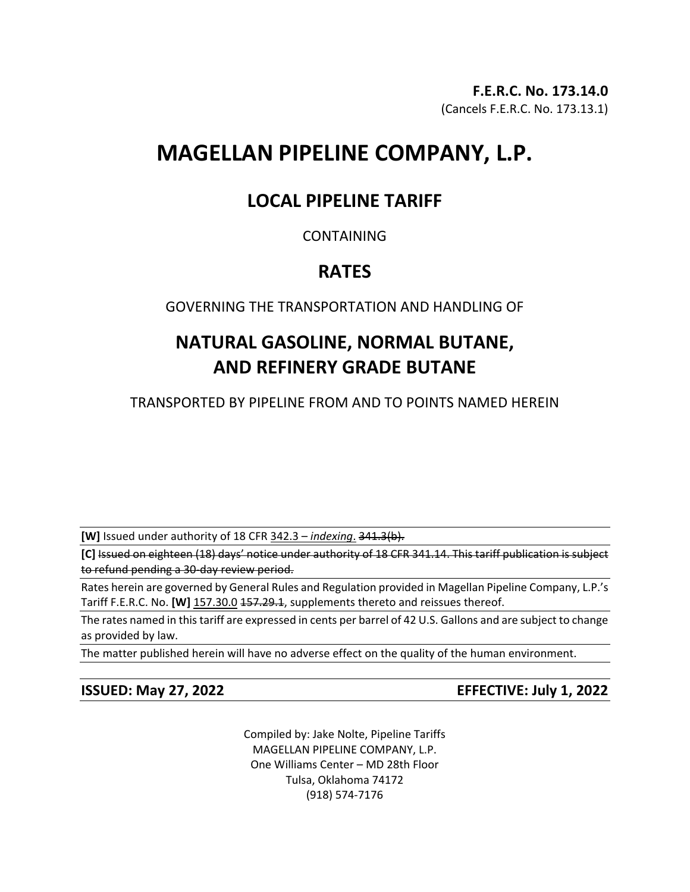**F.E.R.C. No. 173.14.0**
(Cancels F.E.R.C. No. 173.13.1)

# MAGELLAN PIPELINE COMPANY, L.P.

## LOCAL PIPELINE TARIFF

CONTAINING

## RATES

GOVERNING THE TRANSPORTATION AND HANDLING OF

## NATURAL GASOLINE, NORMAL BUTANE, AND REFINERY GRADE BUTANE

TRANSPORTED BY PIPELINE FROM AND TO POINTS NAMED HEREIN

**[W]** Issued under authority of 18 CFR 342.3 – *indexing*. ~~341.3(b).~~

**[C]** ~~Issued on eighteen (18) days' notice under authority of 18 CFR 341.14. This tariff publication is subject to refund pending a 30-day review period.~~

Rates herein are governed by General Rules and Regulation provided in Magellan Pipeline Company, L.P.'s Tariff F.E.R.C. No. **[W]** 157.30.0 ~~157.29.1~~, supplements thereto and reissues thereof.

The rates named in this tariff are expressed in cents per barrel of 42 U.S. Gallons and are subject to change as provided by law.

The matter published herein will have no adverse effect on the quality of the human environment.

**ISSUED: May 27, 2022** | **EFFECTIVE: July 1, 2022**

Compiled by: Jake Nolte, Pipeline Tariffs
MAGELLAN PIPELINE COMPANY, L.P.
One Williams Center – MD 28th Floor
Tulsa, Oklahoma 74172
(918) 574-7176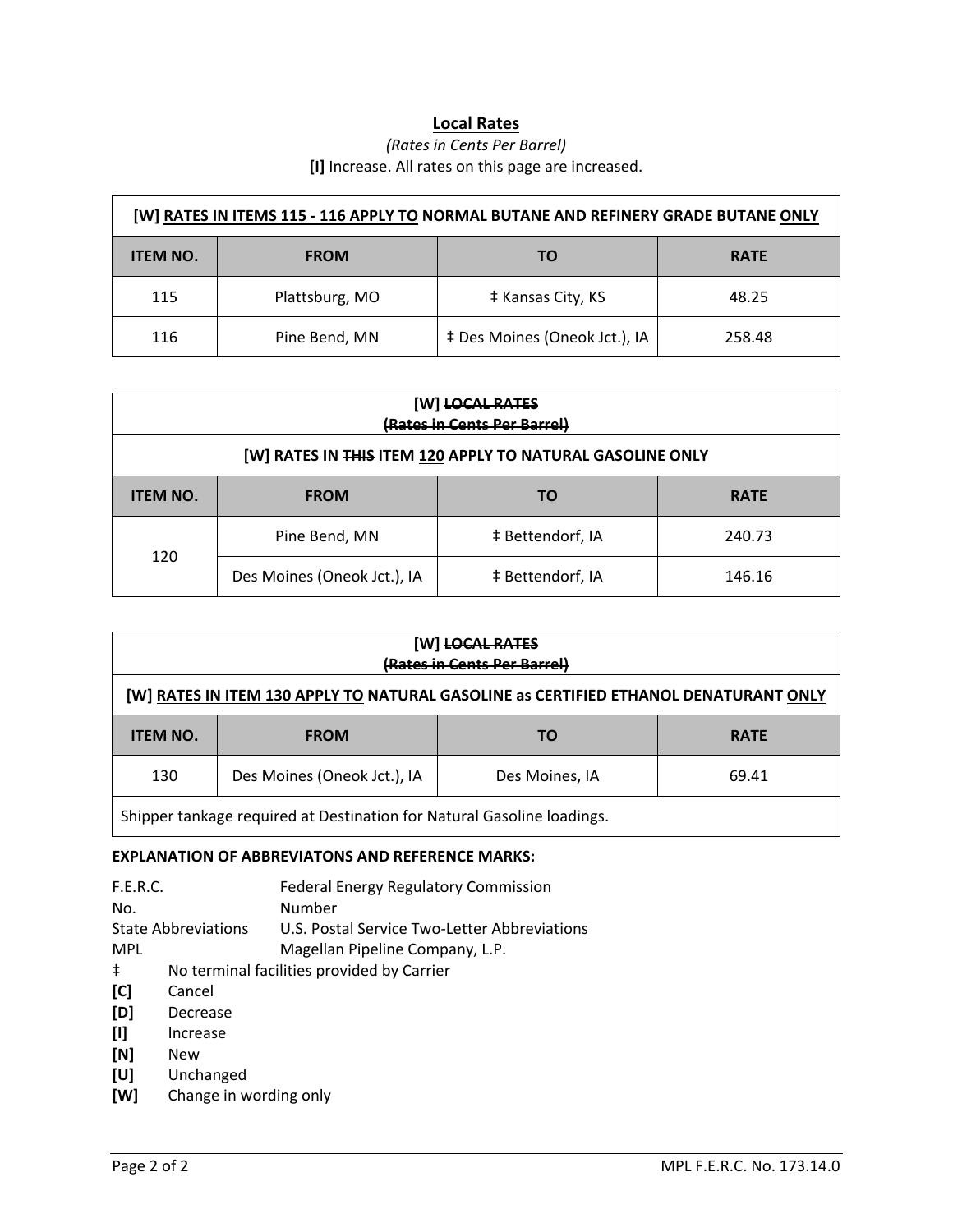## Local Rates

*(Rates in Cents Per Barrel)*

**[I]** Increase. All rates on this page are increased.

| **[W] RATES IN ITEMS 115 - 116 APPLY TO NORMAL BUTANE AND REFINERY GRADE BUTANE ONLY** | | | |
|---|---|---|---|
| **ITEM NO.** | **FROM** | **TO** | **RATE** |
| 115 | Plattsburg, MO | ‡ Kansas City, KS | 48.25 |
| 116 | Pine Bend, MN | ‡ Des Moines (Oneok Jct.), IA | 258.48 |

| **[W] ~~LOCAL RATES~~ ~~(Rates in Cents Per Barrel)~~** | | | |
|---|---|---|---|
| **[W] RATES IN ~~THIS~~ ITEM 120 APPLY TO NATURAL GASOLINE ONLY** | | | |
| **ITEM NO.** | **FROM** | **TO** | **RATE** |
| 120 | Pine Bend, MN | ‡ Bettendorf, IA | 240.73 |
| | Des Moines (Oneok Jct.), IA | ‡ Bettendorf, IA | 146.16 |

| **[W] ~~LOCAL RATES~~ ~~(Rates in Cents Per Barrel)~~** | | | |
|---|---|---|---|
| **[W] RATES IN ITEM 130 APPLY TO NATURAL GASOLINE as CERTIFIED ETHANOL DENATURANT ONLY** | | | |
| **ITEM NO.** | **FROM** | **TO** | **RATE** |
| 130 | Des Moines (Oneok Jct.), IA | Des Moines, IA | 69.41 |
| Shipper tankage required at Destination for Natural Gasoline loadings. | | | |

**EXPLANATION OF ABBREVIATONS AND REFERENCE MARKS:**

F.E.R.C. — Federal Energy Regulatory Commission
No. — Number
State Abbreviations — U.S. Postal Service Two-Letter Abbreviations
MPL — Magellan Pipeline Company, L.P.
‡ — No terminal facilities provided by Carrier
**[C]** — Cancel
**[D]** — Decrease
**[I]** — Increase
**[N]** — New
**[U]** — Unchanged
**[W]** — Change in wording only